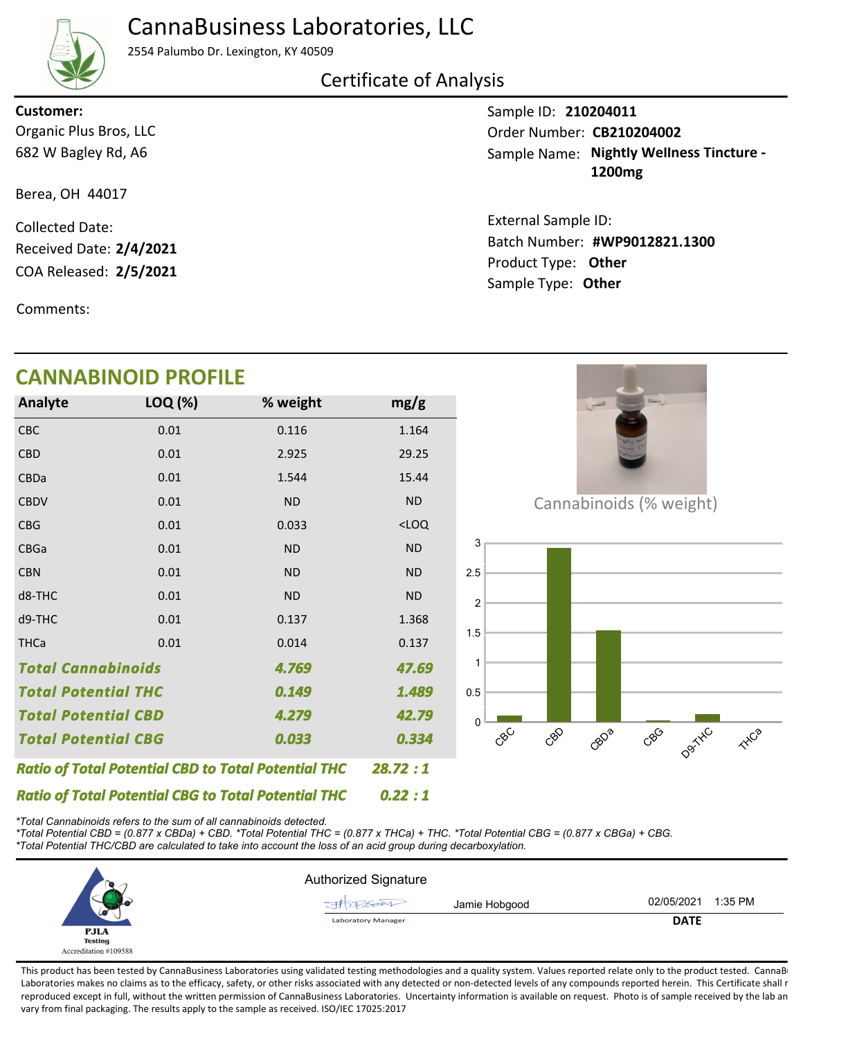# CannaBusiness Laboratories, LLC

2554 Palumbo Dr. Lexington, KY 40509

## Certificate of Analysis

**Customer:**
Organic Plus Bros, LLC
682 W Bagley Rd, A6

Berea, OH 44017

Collected Date:
Received Date: **2/4/2021**
COA Released: **2/5/2021**

Comments:

Sample ID: **210204011**
Order Number: **CB210204002**
Sample Name: **Nightly Wellness Tincture - 1200mg**

External Sample ID:
Batch Number: **#WP9012821.1300**
Product Type: **Other**
Sample Type: **Other**

## CANNABINOID PROFILE

| Analyte | LOQ (%) | % weight | mg/g |
|---|---|---|---|
| CBC | 0.01 | 0.116 | 1.164 |
| CBD | 0.01 | 2.925 | 29.25 |
| CBDa | 0.01 | 1.544 | 15.44 |
| CBDV | 0.01 | ND | ND |
| CBG | 0.01 | 0.033 | <LOQ |
| CBGa | 0.01 | ND | ND |
| CBN | 0.01 | ND | ND |
| d8-THC | 0.01 | ND | ND |
| d9-THC | 0.01 | 0.137 | 1.368 |
| THCa | 0.01 | 0.014 | 0.137 |
| ***Total Cannabinoids*** | | ***4.769*** | ***47.69*** |
| ***Total Potential THC*** | | ***0.149*** | ***1.489*** |
| ***Total Potential CBD*** | | ***4.279*** | ***42.79*** |
| ***Total Potential CBG*** | | ***0.033*** | ***0.334*** |

Cannabinoids (% weight)

***Ratio of Total Potential CBD to Total Potential THC*** ***28.72 : 1***

***Ratio of Total Potential CBG to Total Potential THC*** ***0.22 : 1***

*\*Total Cannabinoids refers to the sum of all cannabinoids detected.*
*\*Total Potential CBD = (0.877 x CBDa) + CBD. \*Total Potential THC = (0.877 x THCa) + THC. \*Total Potential CBG = (0.877 x CBGa) + CBG.*
*\*Total Potential THC/CBD are calculated to take into account the loss of an acid group during decarboxylation.*

PJLA Testing
Accreditation #109588

Authorized Signature

Jamie Hobgood — Laboratory Manager

02/05/2021 1:35 PM
**DATE**

This product has been tested by CannaBusiness Laboratories using validated testing methodologies and a quality system. Values reported relate only to the product tested. CannaBusiness Laboratories makes no claims as to the efficacy, safety, or other risks associated with any detected or non-detected levels of any compounds reported herein. This Certificate shall not be reproduced except in full, without the written permission of CannaBusiness Laboratories. Uncertainty information is available on request. Photo is of sample received by the lab and may vary from final packaging. The results apply to the sample as received. ISO/IEC 17025:2017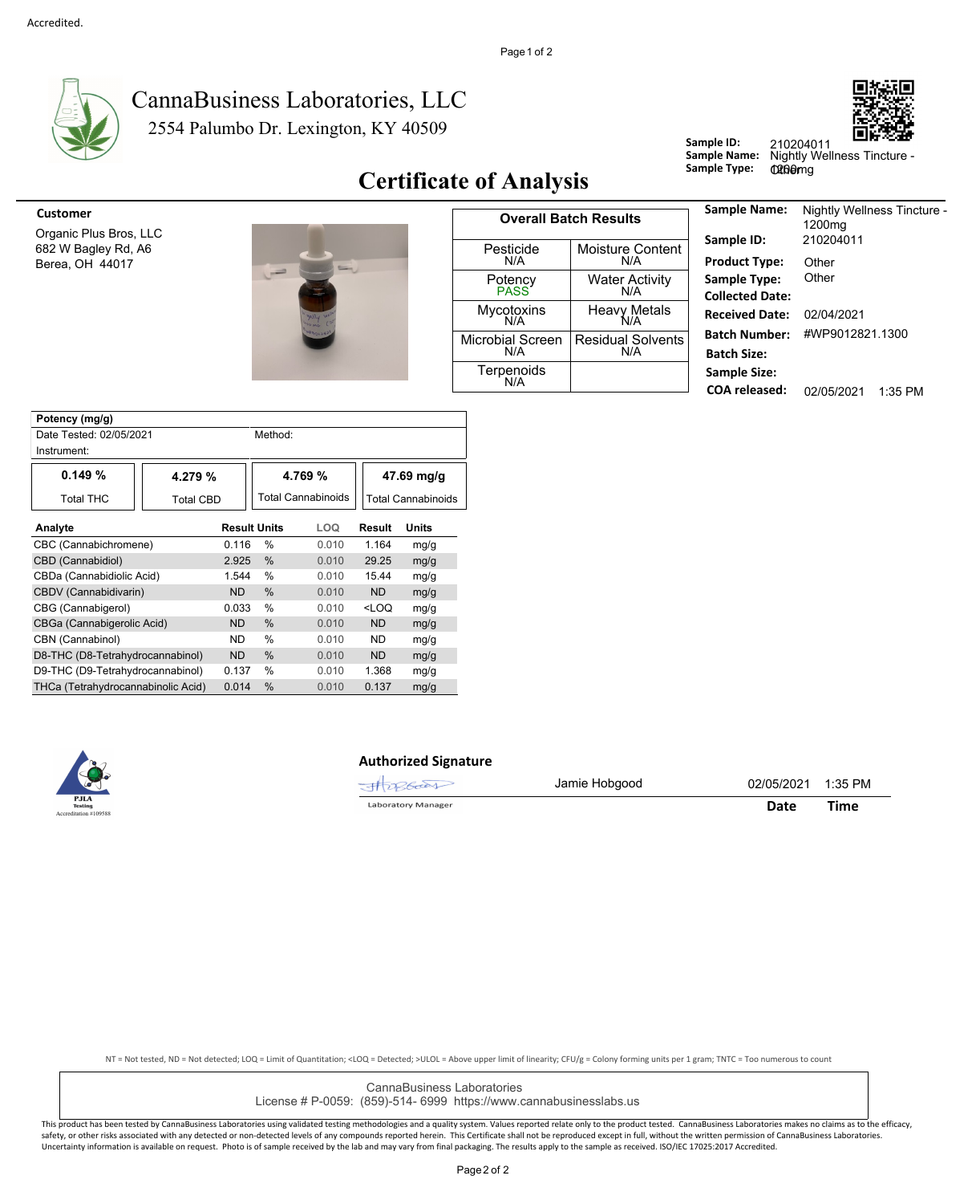Accredited.

# CannaBusiness Laboratories, LLC

2554 Palumbo Dr. Lexington, KY 40509

**Sample ID:** 210204011
**Sample Name:** Nightly Wellness Tincture - 1200mg
**Sample Type:** Other

## Certificate of Analysis

**Customer**

Organic Plus Bros, LLC
682 W Bagley Rd, A6
Berea, OH 44017

| Overall Batch Results | |
|---|---|
| Pesticide N/A | Moisture Content N/A |
| Potency PASS | Water Activity N/A |
| Mycotoxins N/A | Heavy Metals N/A |
| Microbial Screen N/A | Residual Solvents N/A |
| Terpenoids N/A | |

| | |
|---|---|
| **Sample Name:** | Nightly Wellness Tincture - 1200mg |
| **Sample ID:** | 210204011 |
| **Product Type:** | Other |
| **Sample Type:** | Other |
| **Collected Date:** | |
| **Received Date:** | 02/04/2021 |
| **Batch Number:** | #WP9012821.1300 |
| **Batch Size:** | |
| **Sample Size:** | |
| **COA released:** | 02/05/2021 1:35 PM |

**Potency (mg/g)**

Date Tested: 02/05/2021 Method:
Instrument:

| 0.149 % | 4.279 % | 4.769 % | 47.69 mg/g |
|---|---|---|---|
| Total THC | Total CBD | Total Cannabinoids | Total Cannabinoids |

| Analyte | Result | Units | LOQ | Result | Units |
|---|---|---|---|---|---|
| CBC (Cannabichromene) | 0.116 | % | 0.010 | 1.164 | mg/g |
| CBD (Cannabidiol) | 2.925 | % | 0.010 | 29.25 | mg/g |
| CBDa (Cannabidiolic Acid) | 1.544 | % | 0.010 | 15.44 | mg/g |
| CBDV (Cannabidivarin) | ND | % | 0.010 | ND | mg/g |
| CBG (Cannabigerol) | 0.033 | % | 0.010 | <LOQ | mg/g |
| CBGa (Cannabigerolic Acid) | ND | % | 0.010 | ND | mg/g |
| CBN (Cannabinol) | ND | % | 0.010 | ND | mg/g |
| D8-THC (D8-Tetrahydrocannabinol) | ND | % | 0.010 | ND | mg/g |
| D9-THC (D9-Tetrahydrocannabinol) | 0.137 | % | 0.010 | 1.368 | mg/g |
| THCa (Tetrahydrocannabinolic Acid) | 0.014 | % | 0.010 | 0.137 | mg/g |

PJLA Testing Accreditation #109588

**Authorized Signature**

| Laboratory Manager | Jamie Hobgood | 02/05/2021 | 1:35 PM |
|---|---|---|---|
| | | **Date** | **Time** |

NT = Not tested, ND = Not detected; LOQ = Limit of Quantitation; <LOQ = Detected; >ULOL = Above upper limit of linearity; CFU/g = Colony forming units per 1 gram; TNTC = Too numerous to count

CannaBusiness Laboratories
License # P-0059: (859)-514- 6999 https://www.cannabusinesslabs.us

This product has been tested by CannaBusiness Laboratories using validated testing methodologies and a quality system. Values reported relate only to the product tested. CannaBusiness Laboratories makes no claims as to the efficacy, safety, or other risks associated with any detected or non-detected levels of any compounds reported herein. This Certificate shall not be reproduced except in full, without the written permission of CannaBusiness Laboratories. Uncertainty information is available on request. Photo is of sample received by the lab and may vary from final packaging. The results apply to the sample as received. ISO/IEC 17025:2017 Accredited.